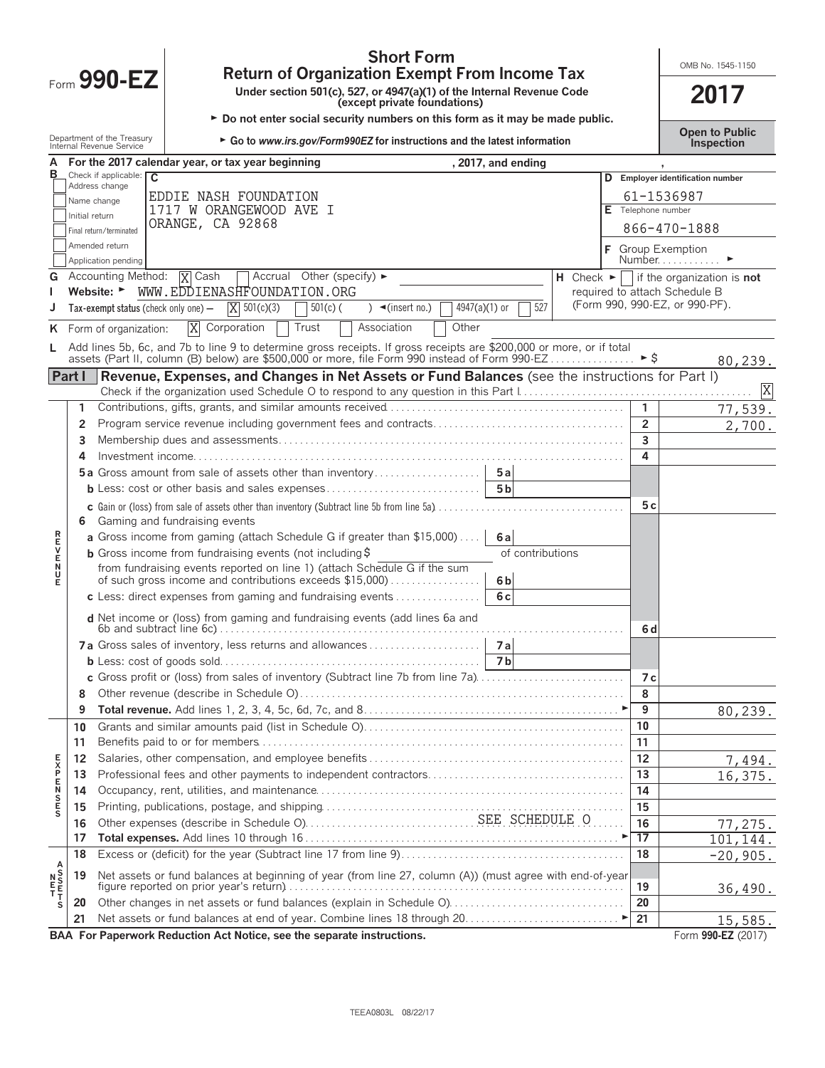Form **990-EZ**

# Short Form
## Return of Organization Exempt From Income Tax

**Under section 501(c), 527, or 4947(a)(1) of the Internal Revenue Code (except private foundations)**

► **Do not enter social security numbers on this form as it may be made public.**

► **Go to www.irs.gov/Form990EZ for instructions and the latest information**

Department of the Treasury
Internal Revenue Service

OMB No. 1545-1150

**2017**

**Open to Public Inspection**

**A** For the 2017 calendar year, or tax year beginning , 2017, and ending ,

**B** Check if applicable:
- [ ] Address change
- [ ] Name change
- [ ] Initial return
- [ ] Final return/terminated
- [ ] Amended return
- [ ] Application pending

**C**
EDDIE NASH FOUNDATION
1717 W ORANGEWOOD AVE I
ORANGE, CA 92868

**D** Employer identification number: 61-1536987

**E** Telephone number: 866-470-1888

**F** Group Exemption Number ►

**G** Accounting Method: [X] Cash [ ] Accrual Other (specify) ►

**H** Check ► [ ] if the organization is **not** required to attach Schedule B (Form 990, 990-EZ, or 990-PF).

**I** Website: ► WWW.EDDIENASHFOUNDATION.ORG

**J** Tax-exempt status (check only one) — [X] 501(c)(3) [ ] 501(c) ( ) ◄(insert no.) [ ] 4947(a)(1) or [ ] 527

**K** Form of organization: [X] Corporation [ ] Trust [ ] Association [ ] Other

**L** Add lines 5b, 6c, and 7b to line 9 to determine gross receipts. If gross receipts are $200,000 or more, or if total assets (Part II, column (B) below) are $500,000 or more, file Form 990 instead of Form 990-EZ ► $ 80,239.

## Part I — Revenue, Expenses, and Changes in Net Assets or Fund Balances (see the instructions for Part I)

Check if the organization used Schedule O to respond to any question in this Part I [X]

| Section | Line | Description | Ref | Amount |
|---|---|---|---|---|
| REVENUE | 1 | Contributions, gifts, grants, and similar amounts received | 1 | 77,539. |
| | 2 | Program service revenue including government fees and contracts | 2 | 2,700. |
| | 3 | Membership dues and assessments | 3 | |
| | 4 | Investment income | 4 | |
| | 5a | Gross amount from sale of assets other than inventory | 5a | |
| | b | Less: cost or other basis and sales expenses | 5b | |
| | c | Gain or (loss) from sale of assets other than inventory (Subtract line 5b from line 5a) | 5c | |
| | 6 | Gaming and fundraising events | | |
| | a | Gross income from gaming (attach Schedule G if greater than $15,000) | 6a | |
| | b | Gross income from fundraising events (not including $ of contributions from fundraising events reported on line 1) (attach Schedule G if the sum of such gross income and contributions exceeds $15,000) | 6b | |
| | c | Less: direct expenses from gaming and fundraising events | 6c | |
| | d | Net income or (loss) from gaming and fundraising events (add lines 6a and 6b and subtract line 6c) | 6d | |
| | 7a | Gross sales of inventory, less returns and allowances | 7a | |
| | b | Less: cost of goods sold | 7b | |
| | c | Gross profit or (loss) from sales of inventory (Subtract line 7b from line 7a) | 7c | |
| | 8 | Other revenue (describe in Schedule O) | 8 | |
| | 9 | **Total revenue.** Add lines 1, 2, 3, 4, 5c, 6d, 7c, and 8 ► | 9 | 80,239. |
| EXPENSES | 10 | Grants and similar amounts paid (list in Schedule O) | 10 | |
| | 11 | Benefits paid to or for members | 11 | |
| | 12 | Salaries, other compensation, and employee benefits | 12 | 7,494. |
| | 13 | Professional fees and other payments to independent contractors | 13 | 16,375. |
| | 14 | Occupancy, rent, utilities, and maintenance | 14 | |
| | 15 | Printing, publications, postage, and shipping | 15 | |
| | 16 | Other expenses (describe in Schedule O) SEE SCHEDULE O | 16 | 77,275. |
| | 17 | **Total expenses.** Add lines 10 through 16 ► | 17 | 101,144. |
| NET ASSETS | 18 | Excess or (deficit) for the year (Subtract line 17 from line 9) | 18 | -20,905. |
| | 19 | Net assets or fund balances at beginning of year (from line 27, column (A)) (must agree with end-of-year figure reported on prior year's return) | 19 | 36,490. |
| | 20 | Other changes in net assets or fund balances (explain in Schedule O) | 20 | |
| | 21 | Net assets or fund balances at end of year. Combine lines 18 through 20 ► | 21 | 15,585. |

**BAA For Paperwork Reduction Act Notice, see the separate instructions.** Form **990-EZ** (2017)

TEEA0803L 08/22/17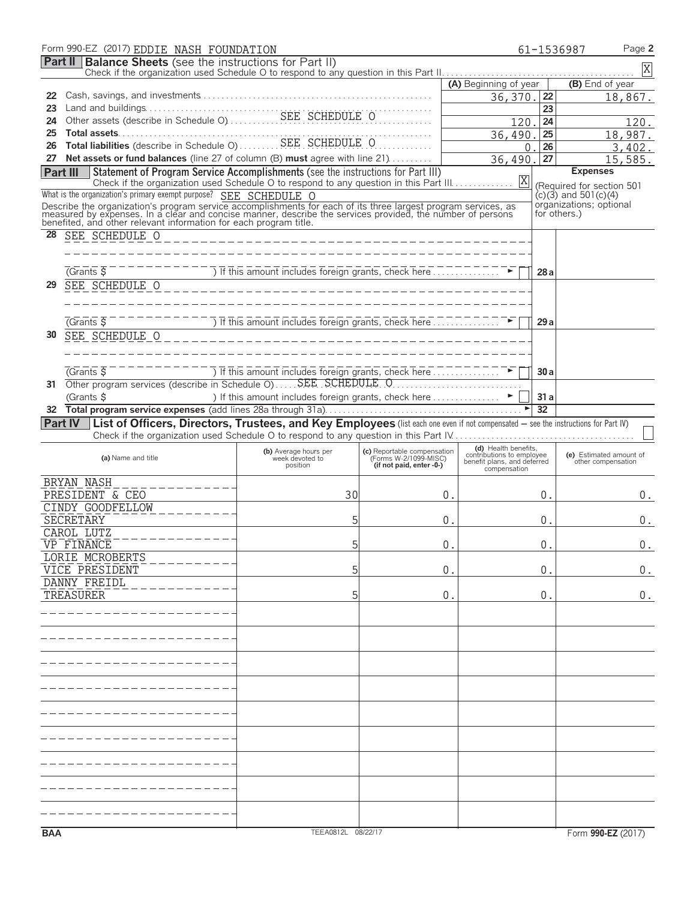Form 990-EZ (2017) EDDIE NASH FOUNDATION 61-1536987 Page **2**

## Part II Balance Sheets (see the instructions for Part II)

Check if the organization used Schedule O to respond to any question in this Part II . . . X

| | | (A) Beginning of year | | (B) End of year |
|---|---|---|---|---|
| 22 | Cash, savings, and investments | 36,370. | 22 | 18,867. |
| 23 | Land and buildings | | 23 | |
| 24 | Other assets (describe in Schedule O) SEE SCHEDULE O | 120. | 24 | 120. |
| 25 | **Total assets** | 36,490. | 25 | 18,987. |
| 26 | **Total liabilities** (describe in Schedule O) SEE SCHEDULE O | 0. | 26 | 3,402. |
| 27 | **Net assets or fund balances** (line 27 of column (B) **must** agree with line 21) | 36,490. | 27 | 15,585. |

## Part III Statement of Program Service Accomplishments (see the instructions for Part III)

Check if the organization used Schedule O to respond to any question in this Part III . . . X

**Expenses** (Required for section 501 (c)(3) and 501(c)(4) organizations; optional for others.)

What is the organization's primary exempt purpose? SEE SCHEDULE O

Describe the organization's program service accomplishments for each of its three largest program services, as measured by expenses. In a clear and concise manner, describe the services provided, the number of persons benefited, and other relevant information for each program title.

| | | | |
|---|---|---|---|
| 28 | SEE SCHEDULE O | | |
| | (Grants $ ) If this amount includes foreign grants, check here ► ☐ | 28a | |
| 29 | SEE SCHEDULE O | | |
| | (Grants $ ) If this amount includes foreign grants, check here ► ☐ | 29a | |
| 30 | SEE SCHEDULE O | | |
| | (Grants $ ) If this amount includes foreign grants, check here ► ☐ | 30a | |
| 31 | Other program services (describe in Schedule O) SEE SCHEDULE O | | |
| | (Grants $ ) If this amount includes foreign grants, check here ► ☐ | 31a | |
| 32 | **Total program service expenses** (add lines 28a through 31a) ► | 32 | |

## Part IV List of Officers, Directors, Trustees, and Key Employees (list each one even if not compensated — see the instructions for Part IV)

Check if the organization used Schedule O to respond to any question in this Part IV . . . ☐

| (a) Name and title | (b) Average hours per week devoted to position | (c) Reportable compensation (Forms W-2/1099-MISC) (if not paid, enter -0-) | (d) Health benefits, contributions to employee benefit plans, and deferred compensation | (e) Estimated amount of other compensation |
|---|---|---|---|---|
| BRYAN NASH<br>PRESIDENT & CEO | 30 | 0. | 0. | 0. |
| CINDY GOODFELLOW<br>SECRETARY | 5 | 0. | 0. | 0. |
| CAROL LUTZ<br>VP FINANCE | 5 | 0. | 0. | 0. |
| LORIE MCROBERTS<br>VICE PRESIDENT | 5 | 0. | 0. | 0. |
| DANNY FREIDL<br>TREASURER | 5 | 0. | 0. | 0. |

BAA TEEA0812L 08/22/17 Form **990-EZ** (2017)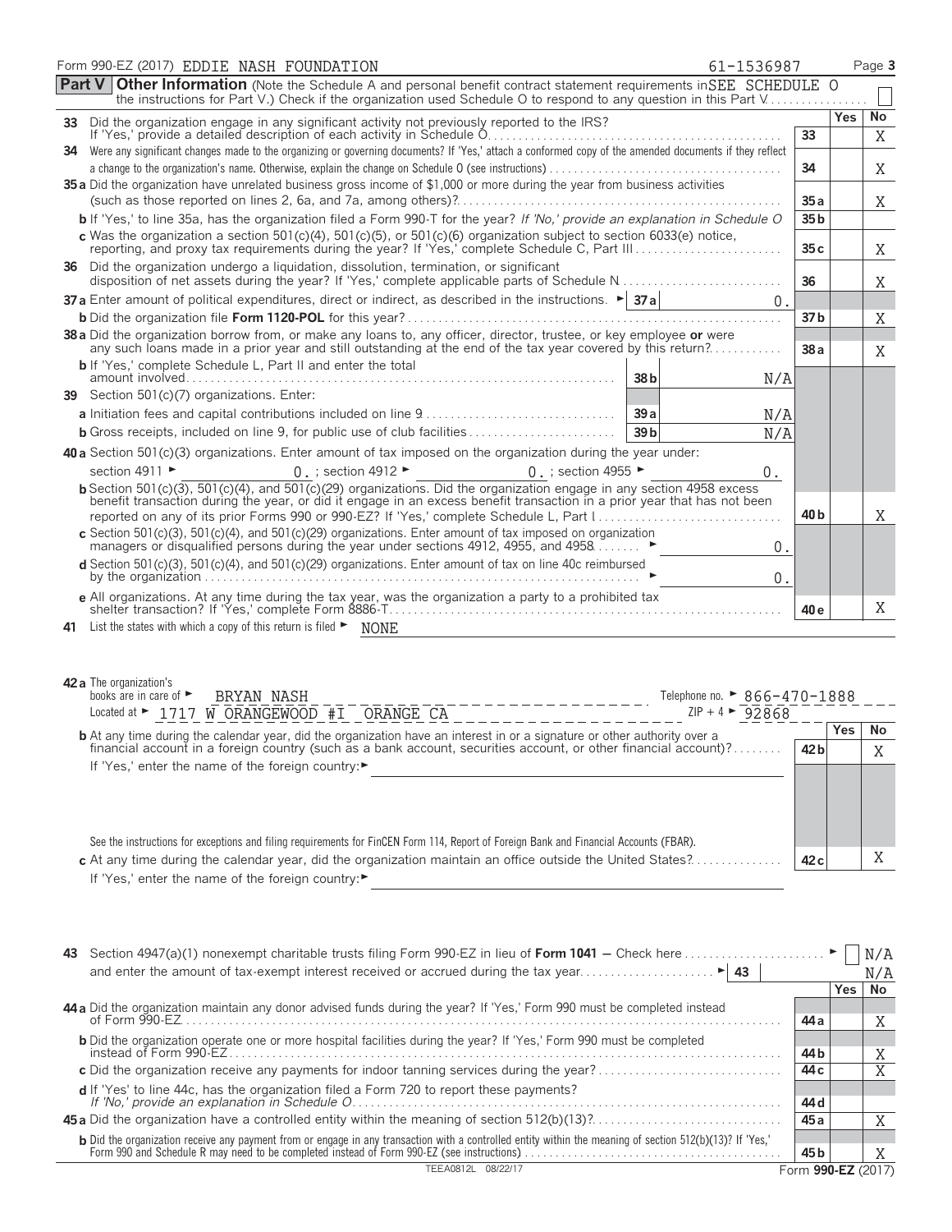Form 990-EZ (2017) EDDIE NASH FOUNDATION 61-1536987 Page 3

**Part V** **Other Information** (Note the Schedule A and personal benefit contract statement requirements in the instructions for Part V.) Check if the organization used Schedule O to respond to any question in this Part V SEE SCHEDULE O ☐

| | | | Yes | No |
|---|---|---|---|---|
| **33** | Did the organization engage in any significant activity not previously reported to the IRS? If 'Yes,' provide a detailed description of each activity in Schedule O | 33 | | X |
| **34** | Were any significant changes made to the organizing or governing documents? If 'Yes,' attach a conformed copy of the amended documents if they reflect a change to the organization's name. Otherwise, explain the change on Schedule O (see instructions) | 34 | | X |
| **35 a** | Did the organization have unrelated business gross income of $1,000 or more during the year from business activities (such as those reported on lines 2, 6a, and 7a, among others)? | 35 a | | X |
| **b** | If 'Yes,' to line 35a, has the organization filed a Form 990-T for the year? *If 'No,' provide an explanation in Schedule O* | 35 b | | |
| **c** | Was the organization a section 501(c)(4), 501(c)(5), or 501(c)(6) organization subject to section 6033(e) notice, reporting, and proxy tax requirements during the year? If 'Yes,' complete Schedule C, Part III | 35 c | | X |
| **36** | Did the organization undergo a liquidation, dissolution, termination, or significant disposition of net assets during the year? If 'Yes,' complete applicable parts of Schedule N | 36 | | X |
| **37 a** | Enter amount of political expenditures, direct or indirect, as described in the instructions. ► 37 a 0. | | | |
| **b** | Did the organization file **Form 1120-POL** for this year? | 37 b | | X |
| **38 a** | Did the organization borrow from, or make any loans to, any officer, director, trustee, or key employee **or** were any such loans made in a prior year and still outstanding at the end of the tax year covered by this return? | 38 a | | X |
| **b** | If 'Yes,' complete Schedule L, Part II and enter the total amount involved — 38 b N/A | | | |
| **39** | Section 501(c)(7) organizations. Enter: | | | |
| **a** | Initiation fees and capital contributions included on line 9 — 39 a N/A | | | |
| **b** | Gross receipts, included on line 9, for public use of club facilities — 39 b N/A | | | |
| **40 a** | Section 501(c)(3) organizations. Enter amount of tax imposed on the organization during the year under: section 4911 ► 0. ; section 4912 ► 0. ; section 4955 ► 0. | | | |
| **b** | Section 501(c)(3), 501(c)(4), and 501(c)(29) organizations. Did the organization engage in any section 4958 excess benefit transaction during the year, or did it engage in an excess benefit transaction in a prior year that has not been reported on any of its prior Forms 990 or 990-EZ? If 'Yes,' complete Schedule L, Part I | 40 b | | X |
| **c** | Section 501(c)(3), 501(c)(4), and 501(c)(29) organizations. Enter amount of tax imposed on organization managers or disqualified persons during the year under sections 4912, 4955, and 4958 ► 0. | | | |
| **d** | Section 501(c)(3), 501(c)(4), and 501(c)(29) organizations. Enter amount of tax on line 40c reimbursed by the organization ► 0. | | | |
| **e** | All organizations. At any time during the tax year, was the organization a party to a prohibited tax shelter transaction? If 'Yes,' complete Form 8886-T | 40 e | | X |

**41** List the states with which a copy of this return is filed ► NONE

**42 a** The organization's books are in care of ► BRYAN NASH Telephone no. ► 866-470-1888
Located at ► 1717 W ORANGEWOOD #I ORANGE CA ZIP + 4 ► 92868

| | | | Yes | No |
|---|---|---|---|---|
| **b** | At any time during the calendar year, did the organization have an interest in or a signature or other authority over a financial account in a foreign country (such as a bank account, securities account, or other financial account)? If 'Yes,' enter the name of the foreign country: ► | 42 b | | X |
| | See the instructions for exceptions and filing requirements for FinCEN Form 114, Report of Foreign Bank and Financial Accounts (FBAR). | | | |
| **c** | At any time during the calendar year, did the organization maintain an office outside the United States? If 'Yes,' enter the name of the foreign country: ► | 42 c | | X |

**43** Section 4947(a)(1) nonexempt charitable trusts filing Form 990-EZ in lieu of **Form 1041** — Check here ► ☐ N/A
and enter the amount of tax-exempt interest received or accrued during the tax year ► 43 N/A

| | | | Yes | No |
|---|---|---|---|---|
| **44 a** | Did the organization maintain any donor advised funds during the year? If 'Yes,' Form 990 must be completed instead of Form 990-EZ | 44 a | | X |
| **b** | Did the organization operate one or more hospital facilities during the year? If 'Yes,' Form 990 must be completed instead of Form 990-EZ | 44 b | | X |
| **c** | Did the organization receive any payments for indoor tanning services during the year? | 44 c | | X |
| **d** | If 'Yes' to line 44c, has the organization filed a Form 720 to report these payments? *If 'No,' provide an explanation in Schedule O* | 44 d | | |
| **45 a** | Did the organization have a controlled entity within the meaning of section 512(b)(13)? | 45 a | | X |
| **b** | Did the organization receive any payment from or engage in any transaction with a controlled entity within the meaning of section 512(b)(13)? If 'Yes,' Form 990 and Schedule R may need to be completed instead of Form 990-EZ (see instructions) | 45 b | | X |

TEEA0812L 08/22/17 Form **990-EZ** (2017)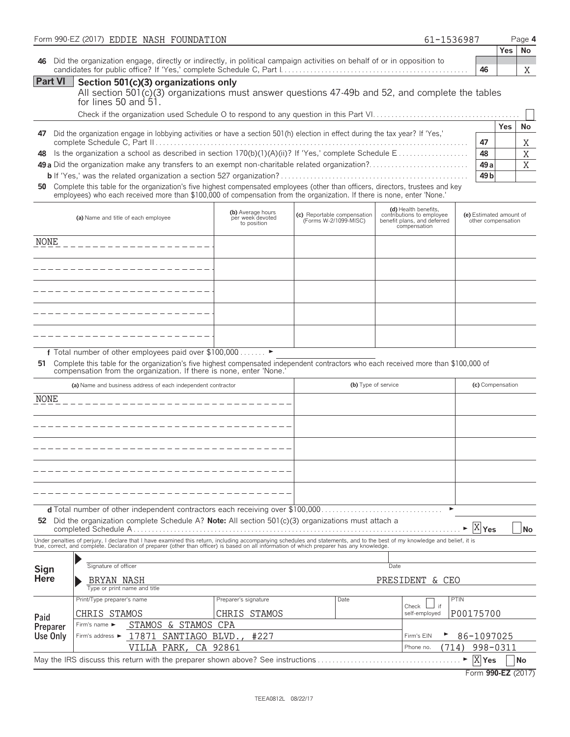Form 990-EZ (2017) EDDIE NASH FOUNDATION 61-1536987

| | | | Yes | No |
|---|---|---|---|---|
| **46** | Did the organization engage, directly or indirectly, in political campaign activities on behalf of or in opposition to candidates for public office? If 'Yes,' complete Schedule C, Part I | 46 | | X |

## Part VI Section 501(c)(3) organizations only

All section 501(c)(3) organizations must answer questions 47-49b and 52, and complete the tables for lines 50 and 51.

Check if the organization used Schedule O to respond to any question in this Part VI ☐

| | | | Yes | No |
|---|---|---|---|---|
| **47** | Did the organization engage in lobbying activities or have a section 501(h) election in effect during the tax year? If 'Yes,' complete Schedule C, Part II | 47 | | X |
| **48** | Is the organization a school as described in section 170(b)(1)(A)(ii)? If 'Yes,' complete Schedule E | 48 | | X |
| **49 a** | Did the organization make any transfers to an exempt non-charitable related organization? | 49a | | X |
| **b** | If 'Yes,' was the related organization a section 527 organization? | 49b | | |

**50** Complete this table for the organization's five highest compensated employees (other than officers, directors, trustees and key employees) who each received more than $100,000 of compensation from the organization. If there is none, enter 'None.'

| (a) Name and title of each employee | (b) Average hours per week devoted to position | (c) Reportable compensation (Forms W-2/1099-MISC) | (d) Health benefits, contributions to employee benefit plans, and deferred compensation | (e) Estimated amount of other compensation |
|---|---|---|---|---|
| NONE | | | | |
| | | | | |
| | | | | |
| | | | | |
| | | | | |

**f** Total number of other employees paid over $100,000

**51** Complete this table for the organization's five highest compensated independent contractors who each received more than $100,000 of compensation from the organization. If there is none, enter 'None.'

| (a) Name and business address of each independent contractor | (b) Type of service | (c) Compensation |
|---|---|---|
| NONE | | |
| | | |
| | | |
| | | |
| | | |

**d** Total number of other independent contractors each receiving over $100,000

**52** Did the organization complete Schedule A? **Note:** All section 501(c)(3) organizations must attach a completed Schedule A ☒ Yes ☐ No

Under penalties of perjury, I declare that I have examined this return, including accompanying schedules and statements, and to the best of my knowledge and belief, it is true, correct, and complete. Declaration of preparer (other than officer) is based on all information of which preparer has any knowledge.

**Sign Here**

Signature of officer — Date

BRYAN NASH — PRESIDENT & CEO
Type or print name and title

**Paid Preparer Use Only**

| Print/Type preparer's name | Preparer's signature | Date | Check ☐ if self-employed | PTIN |
|---|---|---|---|---|
| CHRIS STAMOS | CHRIS STAMOS | | | P00175700 |
| Firm's name ► STAMOS & STAMOS CPA | | | | |
| Firm's address ► 17871 SANTIAGO BLVD., #227 | | | Firm's EIN ► | 86-1097025 |
| VILLA PARK, CA 92861 | | | Phone no. | (714) 998-0311 |

May the IRS discuss this return with the preparer shown above? See instructions ☒ Yes ☐ No

Form **990-EZ** (2017)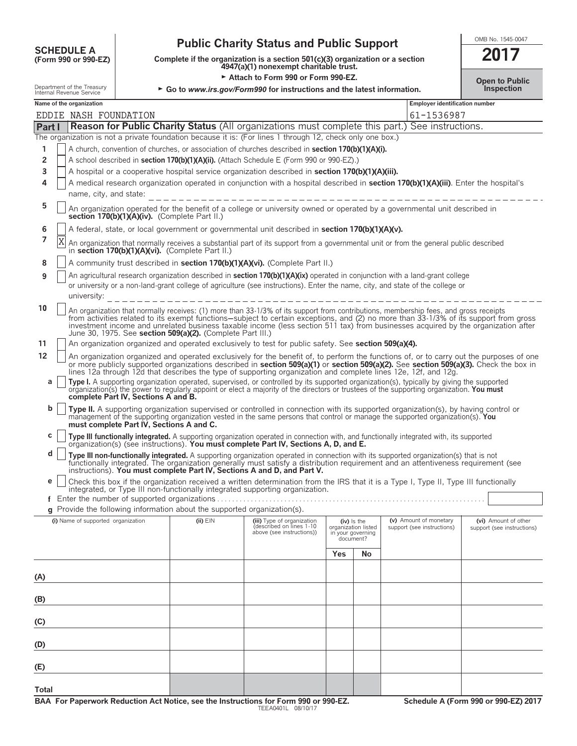**SCHEDULE A**
**(Form 990 or 990-EZ)**

Department of the Treasury
Internal Revenue Service

# Public Charity Status and Public Support

**Complete if the organization is a section 501(c)(3) organization or a section 4947(a)(1) nonexempt charitable trust.**

► **Attach to Form 990 or Form 990-EZ.**

► **Go to www.irs.gov/Form990 for instructions and the latest information.**

OMB No. 1545-0047

**2017**

**Open to Public Inspection**

**Name of the organization:** EDDIE NASH FOUNDATION

**Employer identification number:** 61-1536987

## Part I Reason for Public Charity Status (All organizations must complete this part.) See instructions.

The organization is not a private foundation because it is: (For lines 1 through 12, check only one box.)

1 [ ] A church, convention of churches, or association of churches described in **section 170(b)(1)(A)(i).**

2 [ ] A school described in **section 170(b)(1)(A)(ii).** (Attach Schedule E (Form 990 or 990-EZ).)

3 [ ] A hospital or a cooperative hospital service organization described in **section 170(b)(1)(A)(iii).**

4 [ ] A medical research organization operated in conjunction with a hospital described in **section 170(b)(1)(A)(iii)**. Enter the hospital's name, city, and state:

5 [ ] An organization operated for the benefit of a college or university owned or operated by a governmental unit described in **section 170(b)(1)(A)(iv).** (Complete Part II.)

6 [ ] A federal, state, or local government or governmental unit described in **section 170(b)(1)(A)(v).**

7 [X] An organization that normally receives a substantial part of its support from a governmental unit or from the general public described in **section 170(b)(1)(A)(vi).** (Complete Part II.)

8 [ ] A community trust described in **section 170(b)(1)(A)(vi).** (Complete Part II.)

9 [ ] An agricultural research organization described in **section 170(b)(1)(A)(ix)** operated in conjunction with a land-grant college or university or a non-land-grant college of agriculture (see instructions). Enter the name, city, and state of the college or university:

10 [ ] An organization that normally receives: (1) more than 33-1/3% of its support from contributions, membership fees, and gross receipts from activities related to its exempt functions—subject to certain exceptions, and (2) no more than 33-1/3% of its support from gross investment income and unrelated business taxable income (less section 511 tax) from businesses acquired by the organization after June 30, 1975. See **section 509(a)(2).** (Complete Part III.)

11 [ ] An organization organized and operated exclusively to test for public safety. See **section 509(a)(4).**

12 [ ] An organization organized and operated exclusively for the benefit of, to perform the functions of, or to carry out the purposes of one or more publicly supported organizations described in **section 509(a)(1)** or **section 509(a)(2).** See **section 509(a)(3).** Check the box in lines 12a through 12d that describes the type of supporting organization and complete lines 12e, 12f, and 12g.

a [ ] **Type I.** A supporting organization operated, supervised, or controlled by its supported organization(s), typically by giving the supported organization(s) the power to regularly appoint or elect a majority of the directors or trustees of the supporting organization. **You must complete Part IV, Sections A and B.**

b [ ] **Type II.** A supporting organization supervised or controlled in connection with its supported organization(s), by having control or management of the supporting organization vested in the same persons that control or manage the supported organization(s). **You must complete Part IV, Sections A and C.**

c [ ] **Type III functionally integrated.** A supporting organization operated in connection with, and functionally integrated with, its supported organization(s) (see instructions). **You must complete Part IV, Sections A, D, and E.**

d [ ] **Type III non-functionally integrated.** A supporting organization operated in connection with its supported organization(s) that is not functionally integrated. The organization generally must satisfy a distribution requirement and an attentiveness requirement (see instructions). **You must complete Part IV, Sections A and D, and Part V.**

e [ ] Check this box if the organization received a written determination from the IRS that it is a Type I, Type II, Type III functionally integrated, or Type III non-functionally integrated supporting organization.

f Enter the number of supported organizations

g Provide the following information about the supported organization(s).

| (i) Name of supported organization | (ii) EIN | (iii) Type of organization (described on lines 1-10 above (see instructions)) | (iv) Is the organization listed in your governing document? Yes | No | (v) Amount of monetary support (see instructions) | (vi) Amount of other support (see instructions) |
|---|---|---|---|---|---|---|
| (A) | | | | | | |
| (B) | | | | | | |
| (C) | | | | | | |
| (D) | | | | | | |
| (E) | | | | | | |
| Total | | | | | | |

**BAA For Paperwork Reduction Act Notice, see the Instructions for Form 990 or 990-EZ.** TEEA0401L 08/10/17 **Schedule A (Form 990 or 990-EZ) 2017**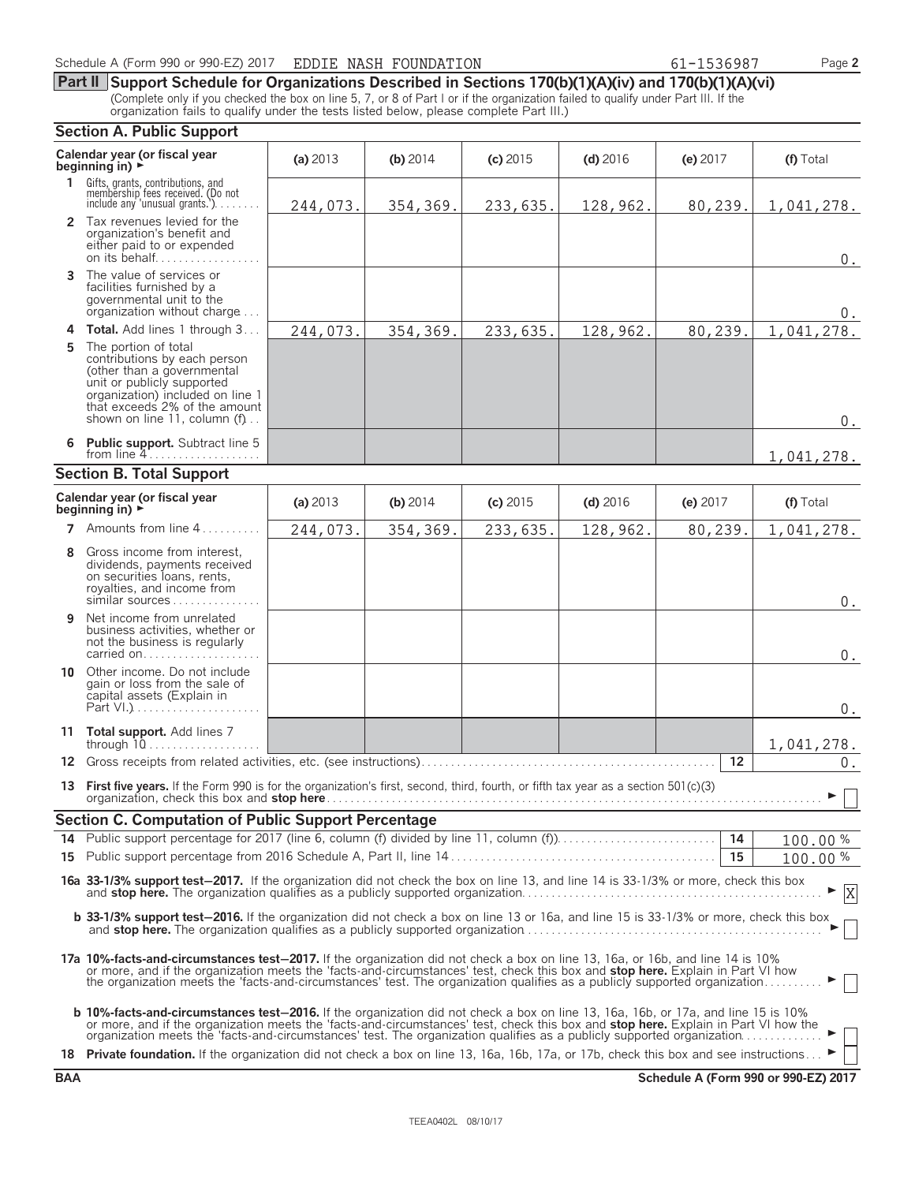Schedule A (Form 990 or 990-EZ) 2017 EDDIE NASH FOUNDATION 61-1536987

**Part II Support Schedule for Organizations Described in Sections 170(b)(1)(A)(iv) and 170(b)(1)(A)(vi)**
(Complete only if you checked the box on line 5, 7, or 8 of Part I or if the organization failed to qualify under Part III. If the organization fails to qualify under the tests listed below, please complete Part III.)

## Section A. Public Support

| Calendar year (or fiscal year beginning in) ► | (a) 2013 | (b) 2014 | (c) 2015 | (d) 2016 | (e) 2017 | (f) Total |
|---|---|---|---|---|---|---|
| 1 Gifts, grants, contributions, and membership fees received. (Do not include any 'unusual grants.') | 244,073. | 354,369. | 233,635. | 128,962. | 80,239. | 1,041,278. |
| 2 Tax revenues levied for the organization's benefit and either paid to or expended on its behalf | | | | | | 0. |
| 3 The value of services or facilities furnished by a governmental unit to the organization without charge | | | | | | 0. |
| 4 **Total.** Add lines 1 through 3 | 244,073. | 354,369. | 233,635. | 128,962. | 80,239. | 1,041,278. |
| 5 The portion of total contributions by each person (other than a governmental unit or publicly supported organization) included on line 1 that exceeds 2% of the amount shown on line 11, column (f) | | | | | | 0. |
| 6 **Public support.** Subtract line 5 from line 4 | | | | | | 1,041,278. |

## Section B. Total Support

| Calendar year (or fiscal year beginning in) ► | (a) 2013 | (b) 2014 | (c) 2015 | (d) 2016 | (e) 2017 | (f) Total |
|---|---|---|---|---|---|---|
| 7 Amounts from line 4 | 244,073. | 354,369. | 233,635. | 128,962. | 80,239. | 1,041,278. |
| 8 Gross income from interest, dividends, payments received on securities loans, rents, royalties, and income from similar sources | | | | | | 0. |
| 9 Net income from unrelated business activities, whether or not the business is regularly carried on | | | | | | 0. |
| 10 Other income. Do not include gain or loss from the sale of capital assets (Explain in Part VI.) | | | | | | 0. |
| 11 **Total support.** Add lines 7 through 10 | | | | | | 1,041,278. |

12 Gross receipts from related activities, etc. (see instructions) | 12 | 0.

13 **First five years.** If the Form 990 is for the organization's first, second, third, fourth, or fifth tax year as a section 501(c)(3) organization, check this box and **stop here** ► ☐

## Section C. Computation of Public Support Percentage

14 Public support percentage for 2017 (line 6, column (f) divided by line 11, column (f)) | 14 | 100.00 %

15 Public support percentage from 2016 Schedule A, Part II, line 14 | 15 | 100.00 %

**16a 33-1/3% support test–2017.** If the organization did not check the box on line 13, and line 14 is 33-1/3% or more, check this box and **stop here.** The organization qualifies as a publicly supported organization ► ☒

**b 33-1/3% support test–2016.** If the organization did not check a box on line 13 or 16a, and line 15 is 33-1/3% or more, check this box and **stop here.** The organization qualifies as a publicly supported organization ► ☐

**17a 10%-facts-and-circumstances test–2017.** If the organization did not check a box on line 13, 16a, or 16b, and line 14 is 10% or more, and if the organization meets the 'facts-and-circumstances' test, check this box and **stop here.** Explain in Part VI how the organization meets the 'facts-and-circumstances' test. The organization qualifies as a publicly supported organization ► ☐

**b 10%-facts-and-circumstances test–2016.** If the organization did not check a box on line 13, 16a, 16b, or 17a, and line 15 is 10% or more, and if the organization meets the 'facts-and-circumstances' test, check this box and **stop here.** Explain in Part VI how the organization meets the 'facts-and-circumstances' test. The organization qualifies as a publicly supported organization ► ☐

18 **Private foundation.** If the organization did not check a box on line 13, 16a, 16b, 17a, or 17b, check this box and see instructions ► ☐

BAA Schedule A (Form 990 or 990-EZ) 2017

TEEA0402L 08/10/17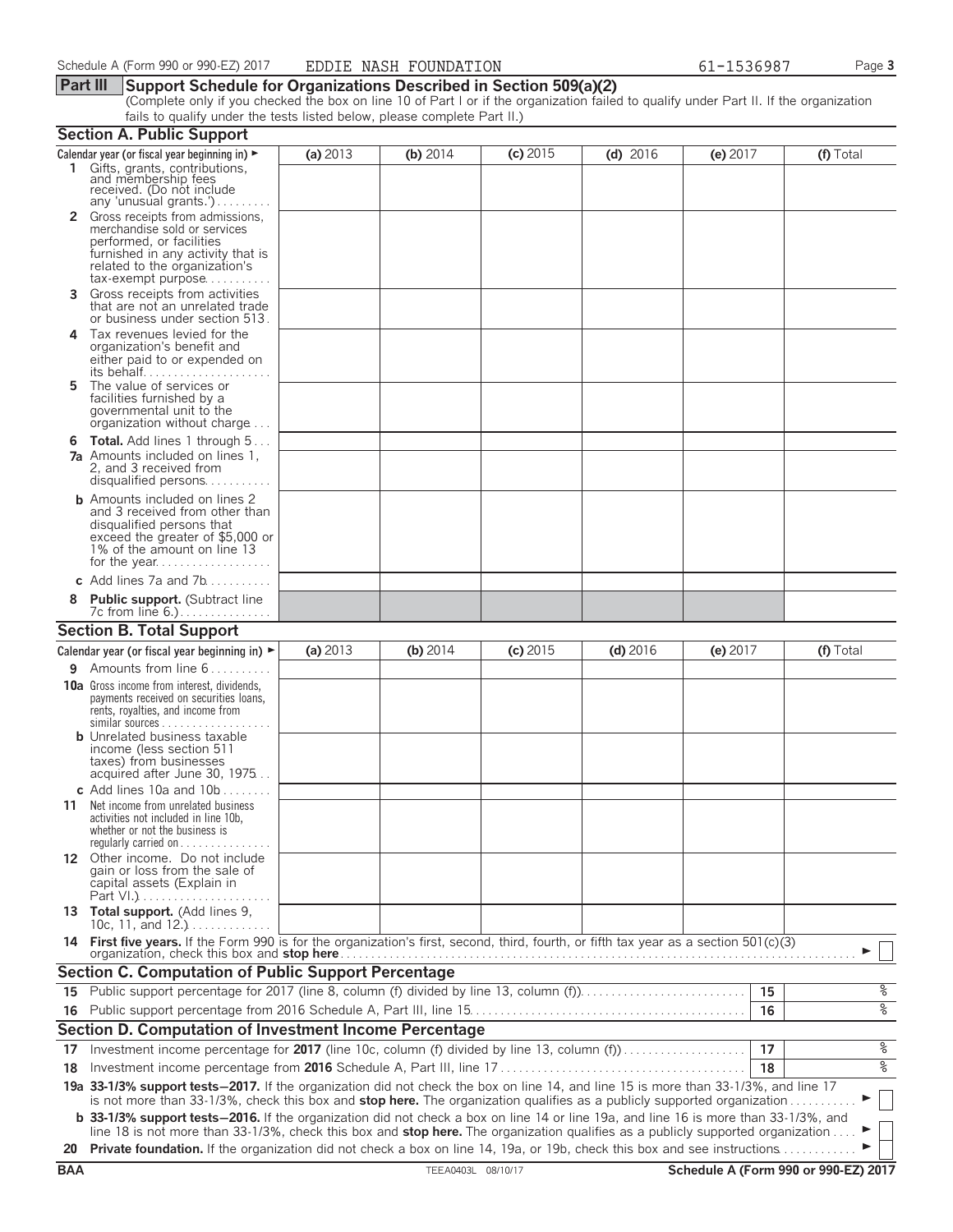Schedule A (Form 990 or 990-EZ) 2017 EDDIE NASH FOUNDATION 61-1536987

## Part III Support Schedule for Organizations Described in Section 509(a)(2)

(Complete only if you checked the box on line 10 of Part I or if the organization failed to qualify under Part II. If the organization fails to qualify under the tests listed below, please complete Part II.)

### Section A. Public Support

| Calendar year (or fiscal year beginning in) ► | (a) 2013 | (b) 2014 | (c) 2015 | (d) 2016 | (e) 2017 | (f) Total |
|---|---|---|---|---|---|---|
| **1** Gifts, grants, contributions, and membership fees received. (Do not include any 'unusual grants.') | | | | | | |
| **2** Gross receipts from admissions, merchandise sold or services performed, or facilities furnished in any activity that is related to the organization's tax-exempt purpose | | | | | | |
| **3** Gross receipts from activities that are not an unrelated trade or business under section 513 | | | | | | |
| **4** Tax revenues levied for the organization's benefit and either paid to or expended on its behalf | | | | | | |
| **5** The value of services or facilities furnished by a governmental unit to the organization without charge | | | | | | |
| **6 Total.** Add lines 1 through 5 | | | | | | |
| **7a** Amounts included on lines 1, 2, and 3 received from disqualified persons | | | | | | |
| **b** Amounts included on lines 2 and 3 received from other than disqualified persons that exceed the greater of $5,000 or 1% of the amount on line 13 for the year | | | | | | |
| **c** Add lines 7a and 7b | | | | | | |
| **8 Public support.** (Subtract line 7c from line 6.) | | | | | | |

### Section B. Total Support

| Calendar year (or fiscal year beginning in) ► | (a) 2013 | (b) 2014 | (c) 2015 | (d) 2016 | (e) 2017 | (f) Total |
|---|---|---|---|---|---|---|
| **9** Amounts from line 6 | | | | | | |
| **10a** Gross income from interest, dividends, payments received on securities loans, rents, royalties, and income from similar sources | | | | | | |
| **b** Unrelated business taxable income (less section 511 taxes) from businesses acquired after June 30, 1975 | | | | | | |
| **c** Add lines 10a and 10b | | | | | | |
| **11** Net income from unrelated business activities not included in line 10b, whether or not the business is regularly carried on | | | | | | |
| **12** Other income. Do not include gain or loss from the sale of capital assets (Explain in Part VI.) | | | | | | |
| **13 Total support.** (Add lines 9, 10c, 11, and 12.) | | | | | | |

**14 First five years.** If the Form 990 is for the organization's first, second, third, fourth, or fifth tax year as a section 501(c)(3) organization, check this box and **stop here** ► ☐

### Section C. Computation of Public Support Percentage

| | | | |
|---|---|---|---|
| **15** | Public support percentage for 2017 (line 8, column (f) divided by line 13, column (f)) | 15 | % |
| **16** | Public support percentage from 2016 Schedule A, Part III, line 15 | 16 | % |

### Section D. Computation of Investment Income Percentage

| | | | |
|---|---|---|---|
| **17** | Investment income percentage for **2017** (line 10c, column (f) divided by line 13, column (f)) | 17 | % |
| **18** | Investment income percentage from **2016** Schedule A, Part III, line 17 | 18 | % |

**19a 33-1/3% support tests—2017.** If the organization did not check the box on line 14, and line 15 is more than 33-1/3%, and line 17 is not more than 33-1/3%, check this box and **stop here.** The organization qualifies as a publicly supported organization ► ☐

**b 33-1/3% support tests—2016.** If the organization did not check a box on line 14 or line 19a, and line 16 is more than 33-1/3%, and line 18 is not more than 33-1/3%, check this box and **stop here.** The organization qualifies as a publicly supported organization ► ☐

**20 Private foundation.** If the organization did not check a box on line 14, 19a, or 19b, check this box and see instructions ► ☐

BAA TEEA0403L 08/10/17 Schedule A (Form 990 or 990-EZ) 2017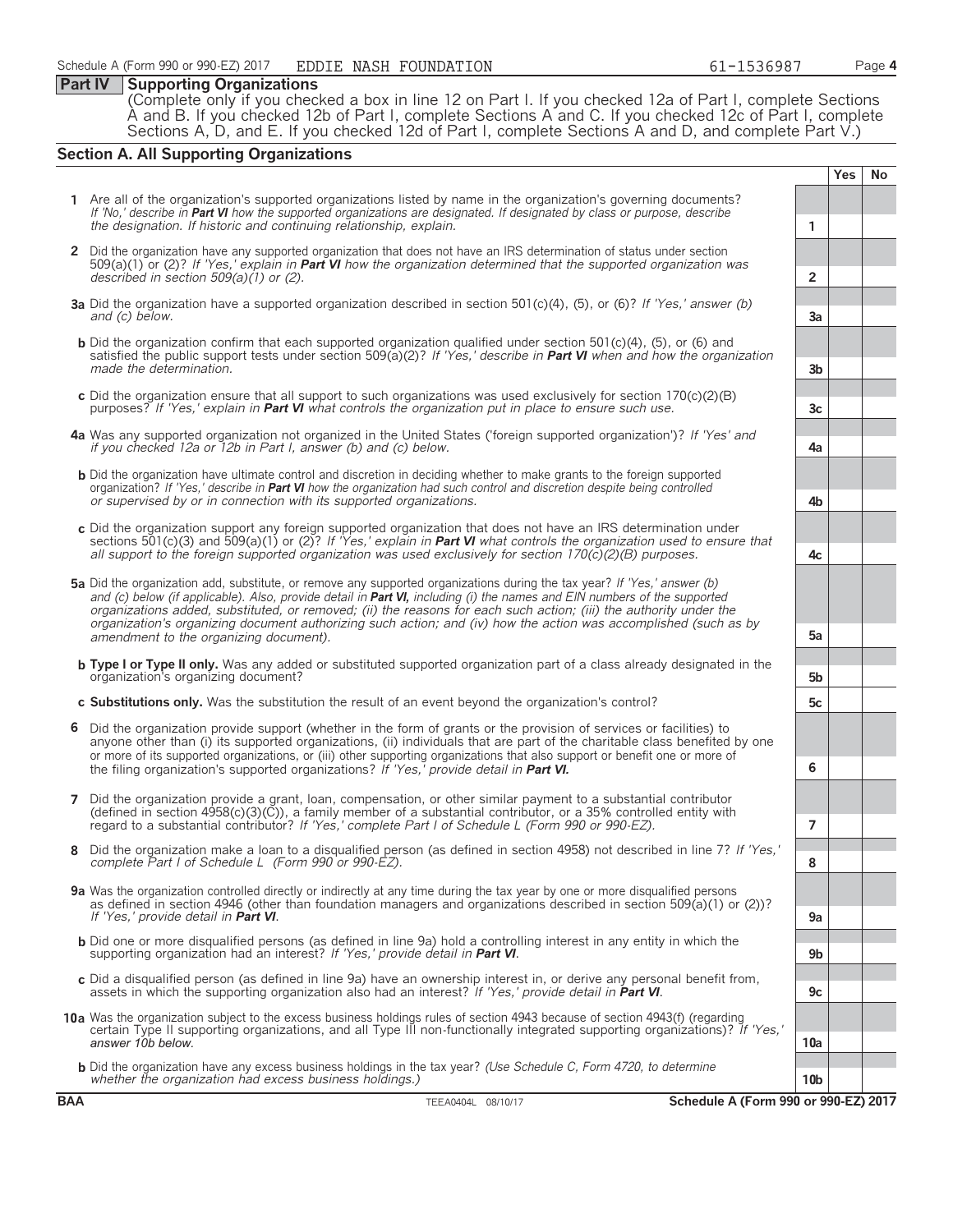## Part IV Supporting Organizations

(Complete only if you checked a box in line 12 on Part I. If you checked 12a of Part I, complete Sections A and B. If you checked 12b of Part I, complete Sections A and C. If you checked 12c of Part I, complete Sections A, D, and E. If you checked 12d of Part I, complete Sections A and D, and complete Part V.)

### Section A. All Supporting Organizations

| | | Yes | No |
|---|---|---|---|
| **1** Are all of the organization's supported organizations listed by name in the organization's governing documents? *If 'No,' describe in **Part VI** how the supported organizations are designated. If designated by class or purpose, describe the designation. If historic and continuing relationship, explain.* | 1 | | |
| **2** Did the organization have any supported organization that does not have an IRS determination of status under section 509(a)(1) or (2)? *If 'Yes,' explain in **Part VI** how the organization determined that the supported organization was described in section 509(a)(1) or (2).* | 2 | | |
| **3a** Did the organization have a supported organization described in section 501(c)(4), (5), or (6)? *If 'Yes,' answer (b) and (c) below.* | 3a | | |
| **b** Did the organization confirm that each supported organization qualified under section 501(c)(4), (5), or (6) and satisfied the public support tests under section 509(a)(2)? *If 'Yes,' describe in **Part VI** when and how the organization made the determination.* | 3b | | |
| **c** Did the organization ensure that all support to such organizations was used exclusively for section 170(c)(2)(B) purposes? *If 'Yes,' explain in **Part VI** what controls the organization put in place to ensure such use.* | 3c | | |
| **4a** Was any supported organization not organized in the United States ('foreign supported organization')? *If 'Yes' and if you checked 12a or 12b in Part I, answer (b) and (c) below.* | 4a | | |
| **b** Did the organization have ultimate control and discretion in deciding whether to make grants to the foreign supported organization? *If 'Yes,' describe in **Part VI** how the organization had such control and discretion despite being controlled or supervised by or in connection with its supported organizations.* | 4b | | |
| **c** Did the organization support any foreign supported organization that does not have an IRS determination under sections 501(c)(3) and 509(a)(1) or (2)? *If 'Yes,' explain in **Part VI** what controls the organization used to ensure that all support to the foreign supported organization was used exclusively for section 170(c)(2)(B) purposes.* | 4c | | |
| **5a** Did the organization add, substitute, or remove any supported organizations during the tax year? *If 'Yes,' answer (b) and (c) below (if applicable). Also, provide detail in **Part VI,** including (i) the names and EIN numbers of the supported organizations added, substituted, or removed; (ii) the reasons for each such action; (iii) the authority under the organization's organizing document authorizing such action; and (iv) how the action was accomplished (such as by amendment to the organizing document).* | 5a | | |
| **b Type I or Type II only.** Was any added or substituted supported organization part of a class already designated in the organization's organizing document? | 5b | | |
| **c Substitutions only.** Was the substitution the result of an event beyond the organization's control? | 5c | | |
| **6** Did the organization provide support (whether in the form of grants or the provision of services or facilities) to anyone other than (i) its supported organizations, (ii) individuals that are part of the charitable class benefited by one or more of its supported organizations, or (iii) other supporting organizations that also support or benefit one or more of the filing organization's supported organizations? *If 'Yes,' provide detail in **Part VI.*** | 6 | | |
| **7** Did the organization provide a grant, loan, compensation, or other similar payment to a substantial contributor (defined in section 4958(c)(3)(C)), a family member of a substantial contributor, or a 35% controlled entity with regard to a substantial contributor? *If 'Yes,' complete Part I of Schedule L (Form 990 or 990-EZ).* | 7 | | |
| **8** Did the organization make a loan to a disqualified person (as defined in section 4958) not described in line 7? *If 'Yes,' complete Part I of Schedule L (Form 990 or 990-EZ).* | 8 | | |
| **9a** Was the organization controlled directly or indirectly at any time during the tax year by one or more disqualified persons as defined in section 4946 (other than foundation managers and organizations described in section 509(a)(1) or (2))? *If 'Yes,' provide detail in **Part VI**.* | 9a | | |
| **b** Did one or more disqualified persons (as defined in line 9a) hold a controlling interest in any entity in which the supporting organization had an interest? *If 'Yes,' provide detail in **Part VI**.* | 9b | | |
| **c** Did a disqualified person (as defined in line 9a) have an ownership interest in, or derive any personal benefit from, assets in which the supporting organization also had an interest? *If 'Yes,' provide detail in **Part VI**.* | 9c | | |
| **10a** Was the organization subject to the excess business holdings rules of section 4943 because of section 4943(f) (regarding certain Type II supporting organizations, and all Type III non-functionally integrated supporting organizations)? *If 'Yes,' answer 10b below.* | 10a | | |
| **b** Did the organization have any excess business holdings in the tax year? *(Use Schedule C, Form 4720, to determine whether the organization had excess business holdings.)* | 10b | | |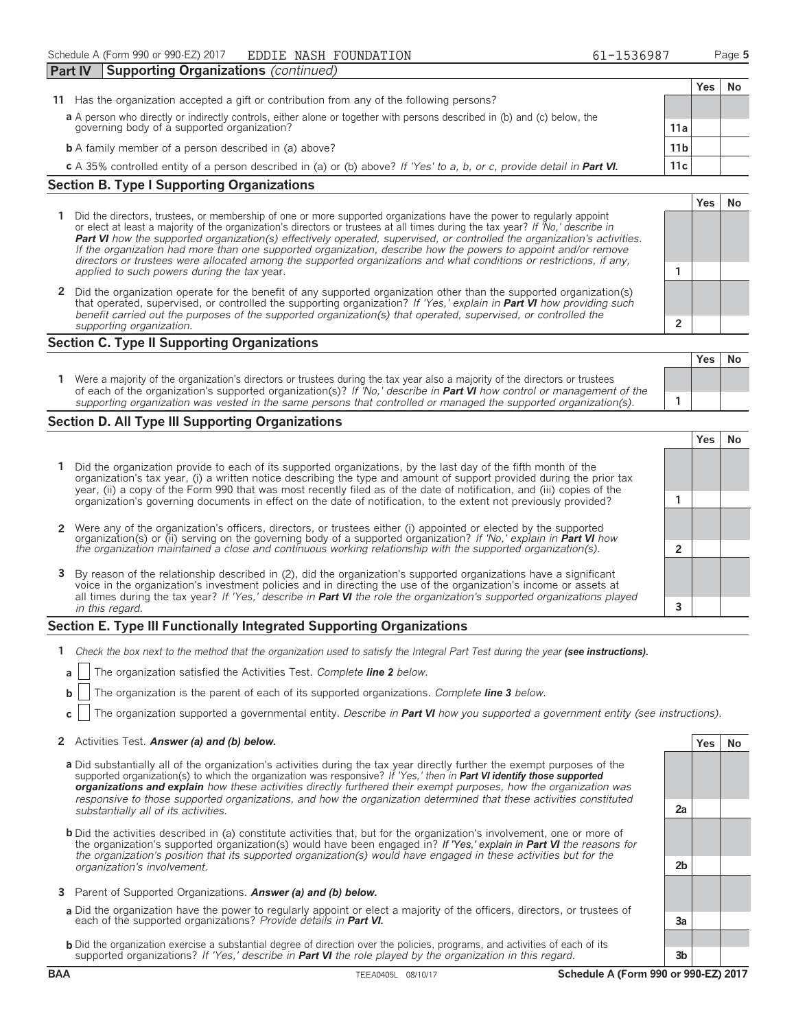Schedule A (Form 990 or 990-EZ) 2017 EDDIE NASH FOUNDATION 61-1536987

## Part IV Supporting Organizations *(continued)*

| | | | Yes | No |
|---|---|---|---|---|
| **11** | Has the organization accepted a gift or contribution from any of the following persons? | | | |
| | **a** A person who directly or indirectly controls, either alone or together with persons described in (b) and (c) below, the governing body of a supported organization? | 11a | | |
| | **b** A family member of a person described in (a) above? | 11b | | |
| | **c** A 35% controlled entity of a person described in (a) or (b) above? *If 'Yes' to a, b, or c, provide detail in* ***Part VI.*** | 11c | | |

### Section B. Type I Supporting Organizations

| | | | Yes | No |
|---|---|---|---|---|
| **1** | Did the directors, trustees, or membership of one or more supported organizations have the power to regularly appoint or elect at least a majority of the organization's directors or trustees at all times during the tax year? *If 'No,' describe in* ***Part VI*** *how the supported organization(s) effectively operated, supervised, or controlled the organization's activities. If the organization had more than one supported organization, describe how the powers to appoint and/or remove directors or trustees were allocated among the supported organizations and what conditions or restrictions, if any, applied to such powers during the tax* year. | 1 | | |
| **2** | Did the organization operate for the benefit of any supported organization other than the supported organization(s) that operated, supervised, or controlled the supporting organization? *If 'Yes,' explain in* ***Part VI*** *how providing such benefit carried out the purposes of the supported organization(s) that operated, supervised, or controlled the supporting organization.* | 2 | | |

### Section C. Type II Supporting Organizations

| | | | Yes | No |
|---|---|---|---|---|
| **1** | Were a majority of the organization's directors or trustees during the tax year also a majority of the directors or trustees of each of the organization's supported organization(s)? *If 'No,' describe in* ***Part VI*** *how control or management of the supporting organization was vested in the same persons that controlled or managed the supported organization(s).* | 1 | | |

### Section D. All Type III Supporting Organizations

| | | | Yes | No |
|---|---|---|---|---|
| **1** | Did the organization provide to each of its supported organizations, by the last day of the fifth month of the organization's tax year, (i) a written notice describing the type and amount of support provided during the prior tax year, (ii) a copy of the Form 990 that was most recently filed as of the date of notification, and (iii) copies of the organization's governing documents in effect on the date of notification, to the extent not previously provided? | 1 | | |
| **2** | Were any of the organization's officers, directors, or trustees either (i) appointed or elected by the supported organization(s) or (ii) serving on the governing body of a supported organization? *If 'No,' explain in* ***Part VI*** *how the organization maintained a close and continuous working relationship with the supported organization(s).* | 2 | | |
| **3** | By reason of the relationship described in (2), did the organization's supported organizations have a significant voice in the organization's investment policies and in directing the use of the organization's income or assets at all times during the tax year? *If 'Yes,' describe in* ***Part VI*** *the role the organization's supported organizations played in this regard.* | 3 | | |

### Section E. Type III Functionally Integrated Supporting Organizations

**1** *Check the box next to the method that the organization used to satisfy the Integral Part Test during the year* ***(see instructions).***

- **a** ☐ The organization satisfied the Activities Test. *Complete* ***line 2*** *below.*
- **b** ☐ The organization is the parent of each of its supported organizations. *Complete* ***line 3*** *below.*
- **c** ☐ The organization supported a governmental entity. *Describe in* ***Part VI*** *how you supported a government entity (see instructions).*

| | | | Yes | No |
|---|---|---|---|---|
| **2** | Activities Test. ***Answer (a) and (b) below.*** | | | |
| | **a** Did substantially all of the organization's activities during the tax year directly further the exempt purposes of the supported organization(s) to which the organization was responsive? *If 'Yes,' then in* ***Part VI identify those supported organizations and explain*** *how these activities directly furthered their exempt purposes, how the organization was responsive to those supported organizations, and how the organization determined that these activities constituted substantially all of its activities.* | 2a | | |
| | **b** Did the activities described in (a) constitute activities that, but for the organization's involvement, one or more of the organization's supported organization(s) would have been engaged in? ***If 'Yes,' explain in Part VI*** *the reasons for the organization's position that its supported organization(s) would have engaged in these activities but for the organization's involvement.* | 2b | | |
| **3** | Parent of Supported Organizations. ***Answer (a) and (b) below.*** | | | |
| | **a** Did the organization have the power to regularly appoint or elect a majority of the officers, directors, or trustees of each of the supported organizations? *Provide details in* ***Part VI.*** | 3a | | |
| | **b** Did the organization exercise a substantial degree of direction over the policies, programs, and activities of each of its supported organizations? *If 'Yes,' describe in* ***Part VI*** *the role played by the organization in this regard.* | 3b | | |

BAA TEEA0405L 08/10/17 Schedule A (Form 990 or 990-EZ) 2017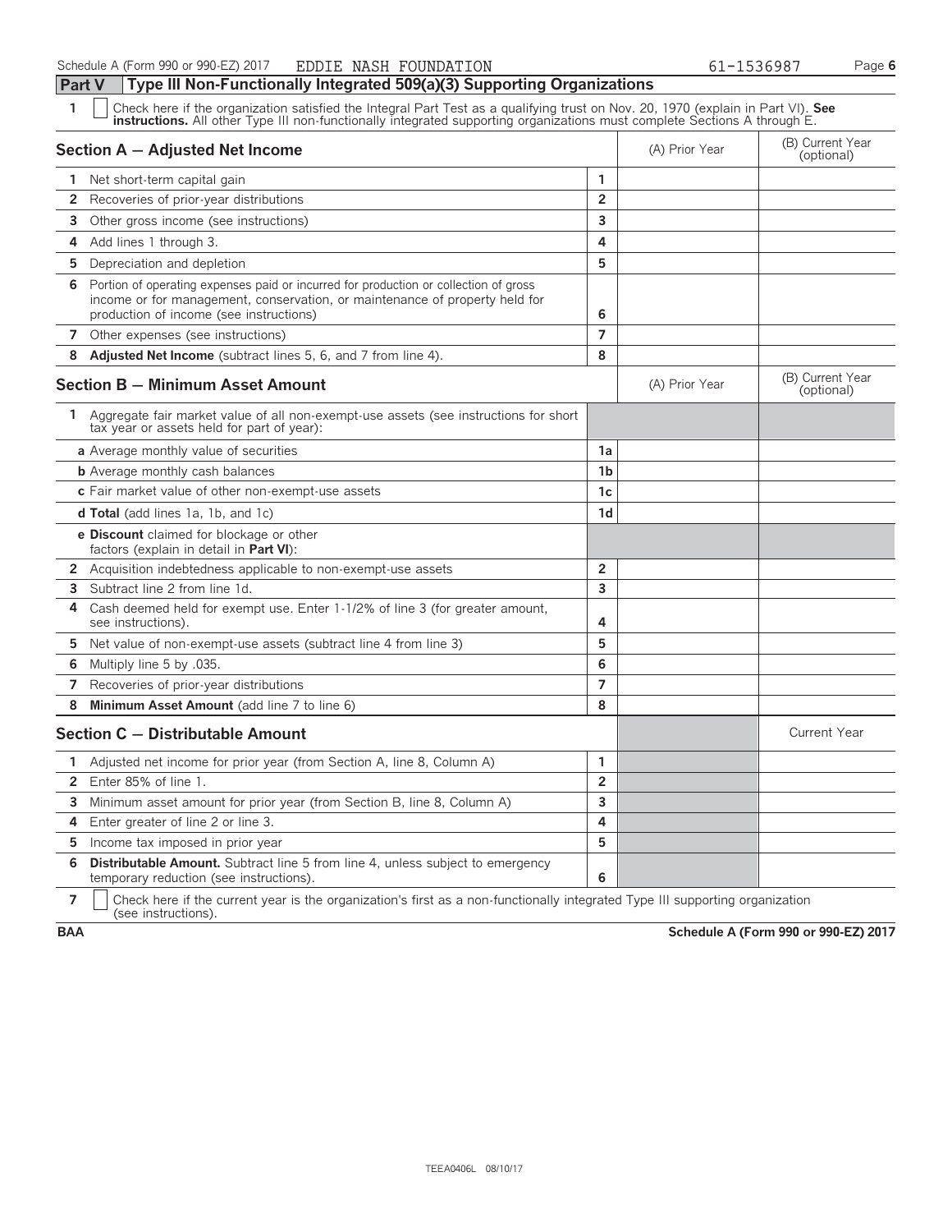Schedule A (Form 990 or 990-EZ) 2017 EDDIE NASH FOUNDATION 61-1536987 Page 6

## Part V Type III Non-Functionally Integrated 509(a)(3) Supporting Organizations

**1** ☐ Check here if the organization satisfied the Integral Part Test as a qualifying trust on Nov. 20, 1970 (explain in Part VI). **See instructions.** All other Type III non-functionally integrated supporting organizations must complete Sections A through E.

| Section A — Adjusted Net Income | | (A) Prior Year | (B) Current Year (optional) |
|---|---|---|---|
| 1 Net short-term capital gain | 1 | | |
| 2 Recoveries of prior-year distributions | 2 | | |
| 3 Other gross income (see instructions) | 3 | | |
| 4 Add lines 1 through 3. | 4 | | |
| 5 Depreciation and depletion | 5 | | |
| 6 Portion of operating expenses paid or incurred for production or collection of gross income or for management, conservation, or maintenance of property held for production of income (see instructions) | 6 | | |
| 7 Other expenses (see instructions) | 7 | | |
| 8 **Adjusted Net Income** (subtract lines 5, 6, and 7 from line 4). | 8 | | |

| Section B — Minimum Asset Amount | | (A) Prior Year | (B) Current Year (optional) |
|---|---|---|---|
| 1 Aggregate fair market value of all non-exempt-use assets (see instructions for short tax year or assets held for part of year): | | | |
| a Average monthly value of securities | 1a | | |
| b Average monthly cash balances | 1b | | |
| c Fair market value of other non-exempt-use assets | 1c | | |
| d **Total** (add lines 1a, 1b, and 1c) | 1d | | |
| e **Discount** claimed for blockage or other factors (explain in detail in **Part VI**): | | | |
| 2 Acquisition indebtedness applicable to non-exempt-use assets | 2 | | |
| 3 Subtract line 2 from line 1d. | 3 | | |
| 4 Cash deemed held for exempt use. Enter 1-1/2% of line 3 (for greater amount, see instructions). | 4 | | |
| 5 Net value of non-exempt-use assets (subtract line 4 from line 3) | 5 | | |
| 6 Multiply line 5 by .035. | 6 | | |
| 7 Recoveries of prior-year distributions | 7 | | |
| 8 **Minimum Asset Amount** (add line 7 to line 6) | 8 | | |

| Section C — Distributable Amount | | | Current Year |
|---|---|---|---|
| 1 Adjusted net income for prior year (from Section A, line 8, Column A) | 1 | | |
| 2 Enter 85% of line 1. | 2 | | |
| 3 Minimum asset amount for prior year (from Section B, line 8, Column A) | 3 | | |
| 4 Enter greater of line 2 or line 3. | 4 | | |
| 5 Income tax imposed in prior year | 5 | | |
| 6 **Distributable Amount.** Subtract line 5 from line 4, unless subject to emergency temporary reduction (see instructions). | 6 | | |

**7** ☐ Check here if the current year is the organization's first as a non-functionally integrated Type III supporting organization (see instructions).

**BAA** **Schedule A (Form 990 or 990-EZ) 2017**

TEEA0406L 08/10/17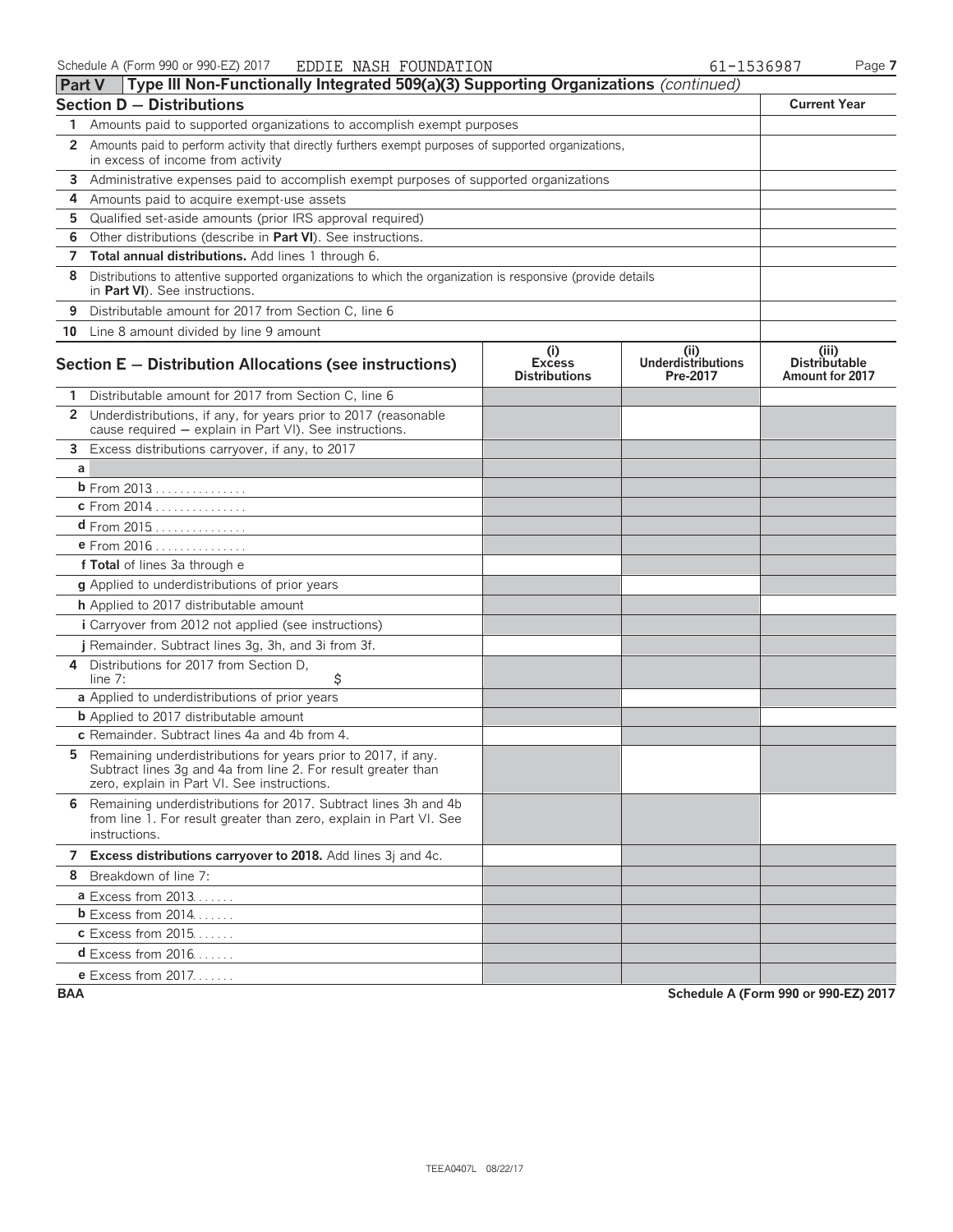Schedule A (Form 990 or 990-EZ) 2017 EDDIE NASH FOUNDATION 61-1536987

## Part V Type III Non-Functionally Integrated 509(a)(3) Supporting Organizations *(continued)*

| **Section D — Distributions** | **Current Year** |
|---|---|
| 1 Amounts paid to supported organizations to accomplish exempt purposes | |
| 2 Amounts paid to perform activity that directly furthers exempt purposes of supported organizations, in excess of income from activity | |
| 3 Administrative expenses paid to accomplish exempt purposes of supported organizations | |
| 4 Amounts paid to acquire exempt-use assets | |
| 5 Qualified set-aside amounts (prior IRS approval required) | |
| 6 Other distributions (describe in **Part VI**). See instructions. | |
| 7 **Total annual distributions.** Add lines 1 through 6. | |
| 8 Distributions to attentive supported organizations to which the organization is responsive (provide details in **Part VI**). See instructions. | |
| 9 Distributable amount for 2017 from Section C, line 6 | |
| 10 Line 8 amount divided by line 9 amount | |

| **Section E — Distribution Allocations (see instructions)** | **(i) Excess Distributions** | **(ii) Underdistributions Pre-2017** | **(iii) Distributable Amount for 2017** |
|---|---|---|---|
| 1 Distributable amount for 2017 from Section C, line 6 | | | |
| 2 Underdistributions, if any, for years prior to 2017 (reasonable cause required — explain in Part VI). See instructions. | | | |
| 3 Excess distributions carryover, if any, to 2017 | | | |
| a | | | |
| b From 2013 | | | |
| c From 2014 | | | |
| d From 2015 | | | |
| e From 2016 | | | |
| f **Total** of lines 3a through e | | | |
| g Applied to underdistributions of prior years | | | |
| h Applied to 2017 distributable amount | | | |
| i Carryover from 2012 not applied (see instructions) | | | |
| j Remainder. Subtract lines 3g, 3h, and 3i from 3f. | | | |
| 4 Distributions for 2017 from Section D, line 7: $ | | | |
| a Applied to underdistributions of prior years | | | |
| b Applied to 2017 distributable amount | | | |
| c Remainder. Subtract lines 4a and 4b from 4. | | | |
| 5 Remaining underdistributions for years prior to 2017, if any. Subtract lines 3g and 4a from line 2. For result greater than zero, explain in Part VI. See instructions. | | | |
| 6 Remaining underdistributions for 2017. Subtract lines 3h and 4b from line 1. For result greater than zero, explain in Part VI. See instructions. | | | |
| 7 **Excess distributions carryover to 2018.** Add lines 3j and 4c. | | | |
| 8 Breakdown of line 7: | | | |
| a Excess from 2013 | | | |
| b Excess from 2014 | | | |
| c Excess from 2015 | | | |
| d Excess from 2016 | | | |
| e Excess from 2017 | | | |

BAA Schedule A (Form 990 or 990-EZ) 2017

TEEA0407L 08/22/17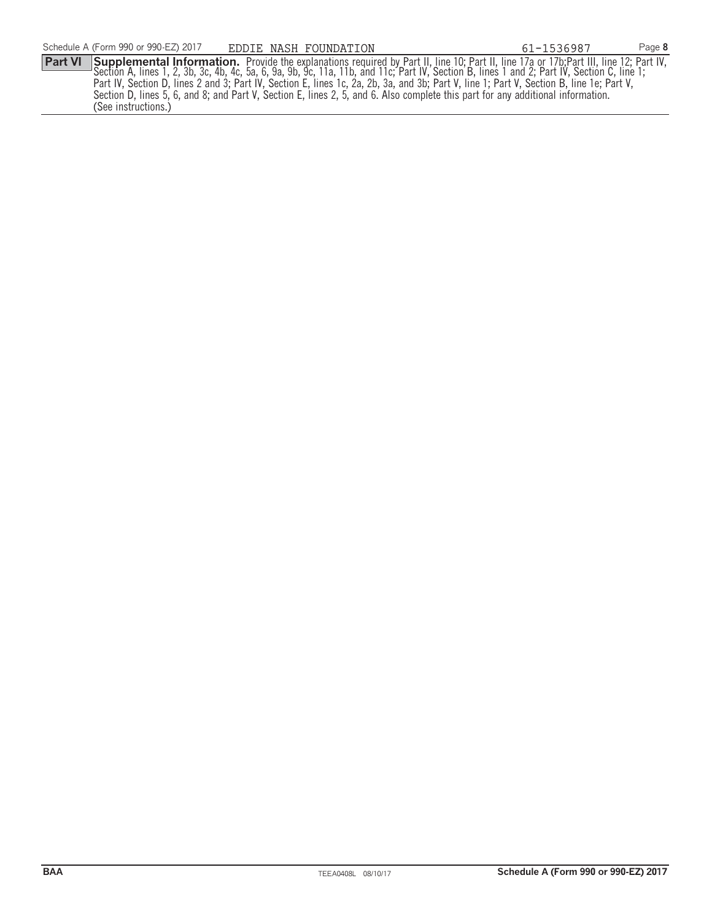**Part VI** **Supplemental Information.** Provide the explanations required by Part II, line 10; Part II, line 17a or 17b;Part III, line 12; Part IV, Section A, lines 1, 2, 3b, 3c, 4b, 4c, 5a, 6, 9a, 9b, 9c, 11a, 11b, and 11c; Part IV, Section B, lines 1 and 2; Part IV, Section C, line 1; Part IV, Section D, lines 2 and 3; Part IV, Section E, lines 1c, 2a, 2b, 3a, and 3b; Part V, line 1; Part V, Section B, line 1e; Part V, Section D, lines 5, 6, and 8; and Part V, Section E, lines 2, 5, and 6. Also complete this part for any additional information. (See instructions.)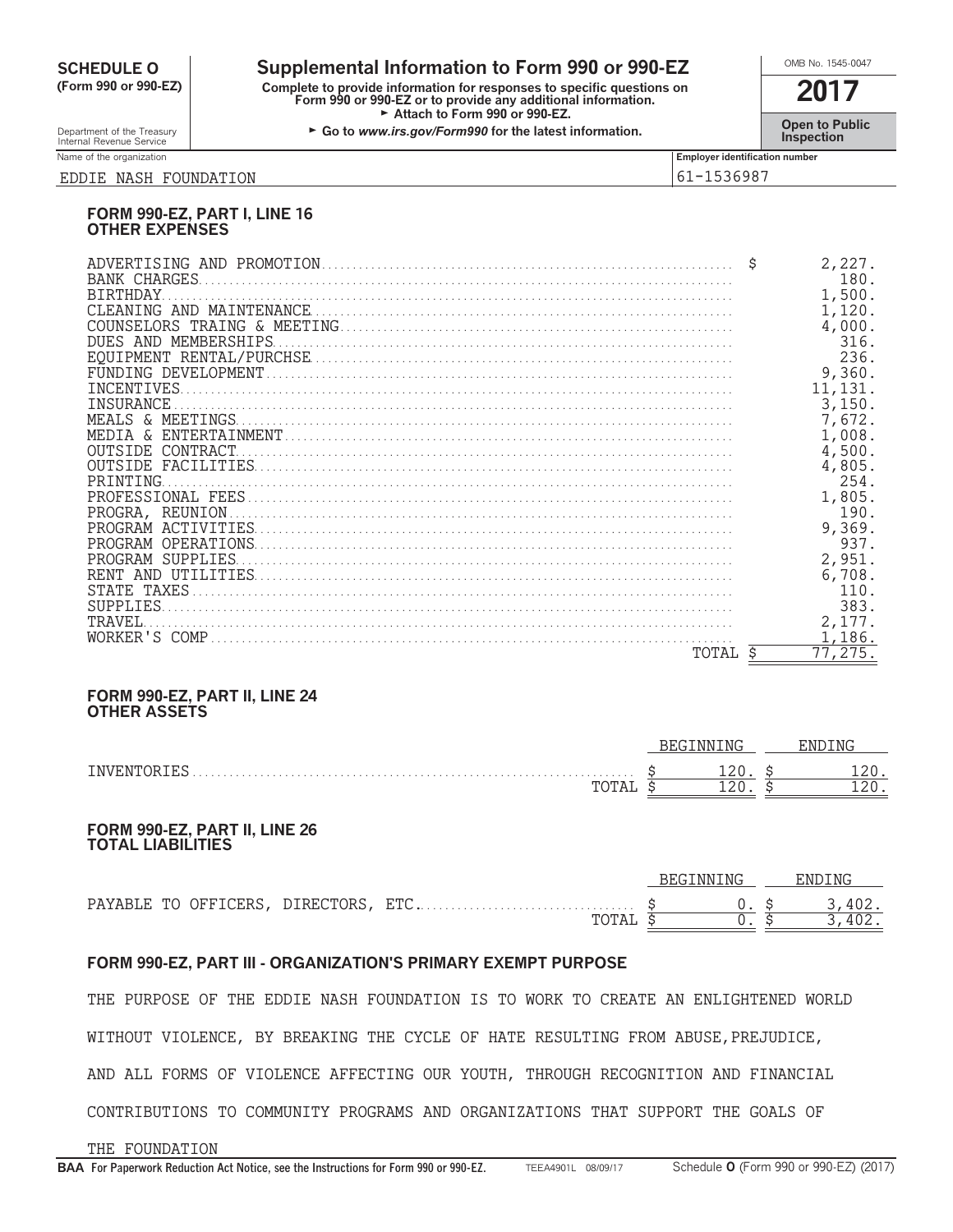**SCHEDULE O**
**(Form 990 or 990-EZ)**

Department of the Treasury
Internal Revenue Service

# Supplemental Information to Form 990 or 990-EZ

**Complete to provide information for responses to specific questions on Form 990 or 990-EZ or to provide any additional information.**
► Attach to Form 990 or 990-EZ.
► Go to *www.irs.gov/Form990* for the latest information.

OMB No. 1545-0047

**2017**

**Open to Public Inspection**

Name of the organization: EDDIE NASH FOUNDATION

Employer identification number: 61-1536987

### FORM 990-EZ, PART I, LINE 16
### OTHER EXPENSES

| | |
|---|---|
| ADVERTISING AND PROMOTION | $ 2,227. |
| BANK CHARGES | 180. |
| BIRTHDAY | 1,500. |
| CLEANING AND MAINTENANCE | 1,120. |
| COUNSELORS TRAING & MEETING | 4,000. |
| DUES AND MEMBERSHIPS | 316. |
| EQUIPMENT RENTAL/PURCHSE | 236. |
| FUNDING DEVELOPMENT | 9,360. |
| INCENTIVES | 11,131. |
| INSURANCE | 3,150. |
| MEALS & MEETINGS | 7,672. |
| MEDIA & ENTERTAINMENT | 1,008. |
| OUTSIDE CONTRACT | 4,500. |
| OUTSIDE FACILITIES | 4,805. |
| PRINTING | 254. |
| PROFESSIONAL FEES | 1,805. |
| PROGRA, REUNION | 190. |
| PROGRAM ACTIVITIES | 9,369. |
| PROGRAM OPERATIONS | 937. |
| PROGRAM SUPPLIES | 2,951. |
| RENT AND UTILITIES | 6,708. |
| STATE TAXES | 110. |
| SUPPLIES | 383. |
| TRAVEL | 2,177. |
| WORKER'S COMP | 1,186. |
| TOTAL | $ 77,275. |

### FORM 990-EZ, PART II, LINE 24
### OTHER ASSETS

| | BEGINNING | ENDING |
|---|---|---|
| INVENTORIES | $ 120. | $ 120. |
| TOTAL | $ 120. | $ 120. |

### FORM 990-EZ, PART II, LINE 26
### TOTAL LIABILITIES

| | BEGINNING | ENDING |
|---|---|---|
| PAYABLE TO OFFICERS, DIRECTORS, ETC. | $ 0. | $ 3,402. |
| TOTAL | $ 0. | $ 3,402. |

### FORM 990-EZ, PART III - ORGANIZATION'S PRIMARY EXEMPT PURPOSE

THE PURPOSE OF THE EDDIE NASH FOUNDATION IS TO WORK TO CREATE AN ENLIGHTENED WORLD WITHOUT VIOLENCE, BY BREAKING THE CYCLE OF HATE RESULTING FROM ABUSE,PREJUDICE, AND ALL FORMS OF VIOLENCE AFFECTING OUR YOUTH, THROUGH RECOGNITION AND FINANCIAL CONTRIBUTIONS TO COMMUNITY PROGRAMS AND ORGANIZATIONS THAT SUPPORT THE GOALS OF THE FOUNDATION

**BAA For Paperwork Reduction Act Notice, see the Instructions for Form 990 or 990-EZ.** TEEA4901L 08/09/17 Schedule **O** (Form 990 or 990-EZ) (2017)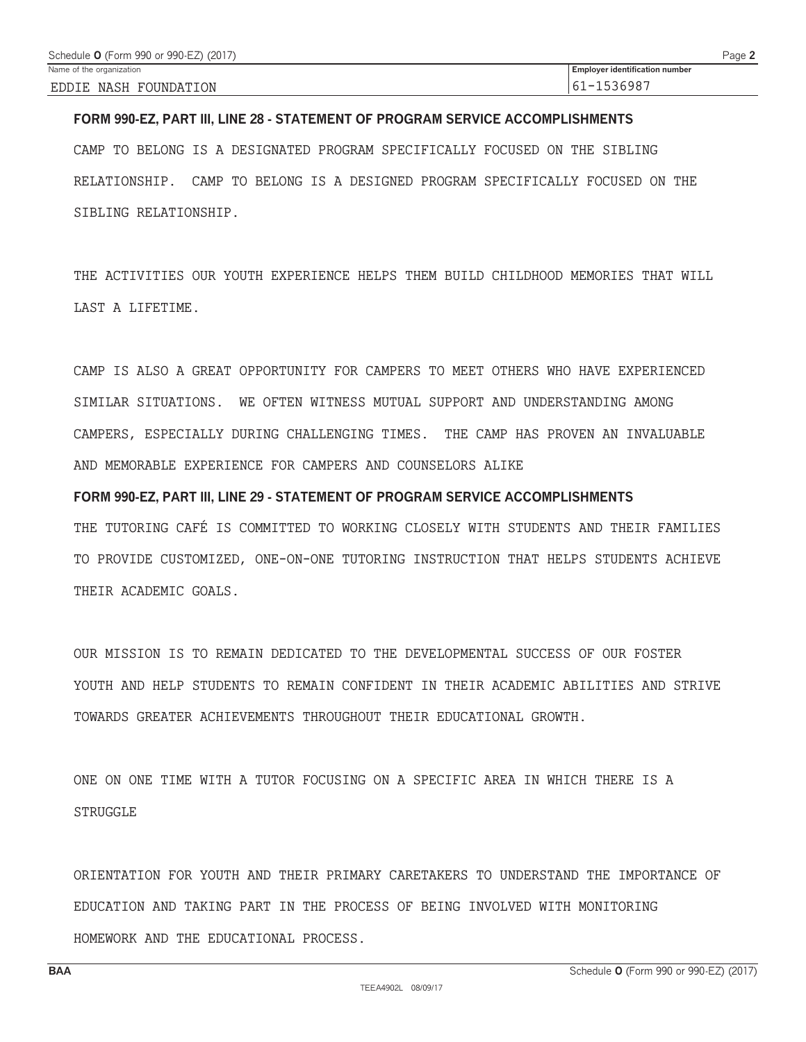Name of the organization: EDDIE NASH FOUNDATION

Employer identification number: 61-1536987

### FORM 990-EZ, PART III, LINE 28 - STATEMENT OF PROGRAM SERVICE ACCOMPLISHMENTS

CAMP TO BELONG IS A DESIGNATED PROGRAM SPECIFICALLY FOCUSED ON THE SIBLING RELATIONSHIP. CAMP TO BELONG IS A DESIGNED PROGRAM SPECIFICALLY FOCUSED ON THE SIBLING RELATIONSHIP.

THE ACTIVITIES OUR YOUTH EXPERIENCE HELPS THEM BUILD CHILDHOOD MEMORIES THAT WILL LAST A LIFETIME.

CAMP IS ALSO A GREAT OPPORTUNITY FOR CAMPERS TO MEET OTHERS WHO HAVE EXPERIENCED SIMILAR SITUATIONS. WE OFTEN WITNESS MUTUAL SUPPORT AND UNDERSTANDING AMONG CAMPERS, ESPECIALLY DURING CHALLENGING TIMES. THE CAMP HAS PROVEN AN INVALUABLE AND MEMORABLE EXPERIENCE FOR CAMPERS AND COUNSELORS ALIKE

### FORM 990-EZ, PART III, LINE 29 - STATEMENT OF PROGRAM SERVICE ACCOMPLISHMENTS

THE TUTORING CAFÉ IS COMMITTED TO WORKING CLOSELY WITH STUDENTS AND THEIR FAMILIES TO PROVIDE CUSTOMIZED, ONE-ON-ONE TUTORING INSTRUCTION THAT HELPS STUDENTS ACHIEVE THEIR ACADEMIC GOALS.

OUR MISSION IS TO REMAIN DEDICATED TO THE DEVELOPMENTAL SUCCESS OF OUR FOSTER YOUTH AND HELP STUDENTS TO REMAIN CONFIDENT IN THEIR ACADEMIC ABILITIES AND STRIVE TOWARDS GREATER ACHIEVEMENTS THROUGHOUT THEIR EDUCATIONAL GROWTH.

ONE ON ONE TIME WITH A TUTOR FOCUSING ON A SPECIFIC AREA IN WHICH THERE IS A STRUGGLE

ORIENTATION FOR YOUTH AND THEIR PRIMARY CARETAKERS TO UNDERSTAND THE IMPORTANCE OF EDUCATION AND TAKING PART IN THE PROCESS OF BEING INVOLVED WITH MONITORING HOMEWORK AND THE EDUCATIONAL PROCESS.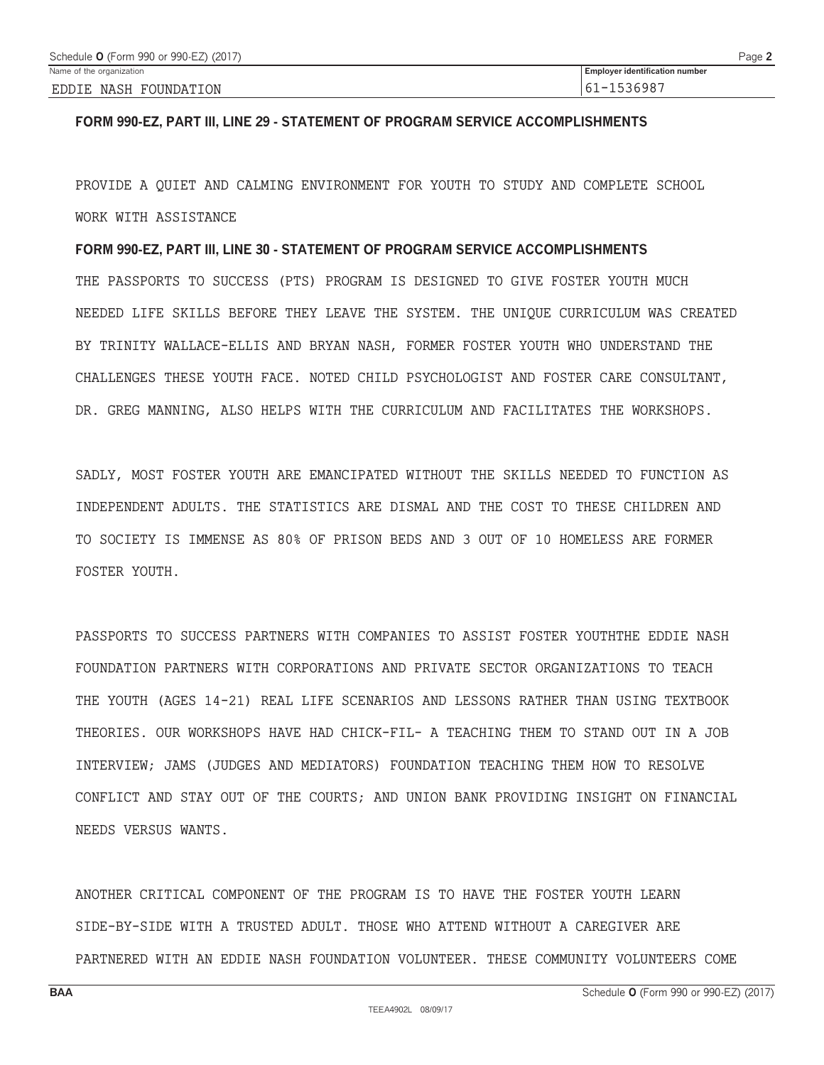Name of the organization: EDDIE NASH FOUNDATION

Employer identification number: 61-1536987

**FORM 990-EZ, PART III, LINE 29 - STATEMENT OF PROGRAM SERVICE ACCOMPLISHMENTS**

PROVIDE A QUIET AND CALMING ENVIRONMENT FOR YOUTH TO STUDY AND COMPLETE SCHOOL WORK WITH ASSISTANCE

**FORM 990-EZ, PART III, LINE 30 - STATEMENT OF PROGRAM SERVICE ACCOMPLISHMENTS**

THE PASSPORTS TO SUCCESS (PTS) PROGRAM IS DESIGNED TO GIVE FOSTER YOUTH MUCH NEEDED LIFE SKILLS BEFORE THEY LEAVE THE SYSTEM. THE UNIQUE CURRICULUM WAS CREATED BY TRINITY WALLACE-ELLIS AND BRYAN NASH, FORMER FOSTER YOUTH WHO UNDERSTAND THE CHALLENGES THESE YOUTH FACE. NOTED CHILD PSYCHOLOGIST AND FOSTER CARE CONSULTANT, DR. GREG MANNING, ALSO HELPS WITH THE CURRICULUM AND FACILITATES THE WORKSHOPS.

SADLY, MOST FOSTER YOUTH ARE EMANCIPATED WITHOUT THE SKILLS NEEDED TO FUNCTION AS INDEPENDENT ADULTS. THE STATISTICS ARE DISMAL AND THE COST TO THESE CHILDREN AND TO SOCIETY IS IMMENSE AS 80% OF PRISON BEDS AND 3 OUT OF 10 HOMELESS ARE FORMER FOSTER YOUTH.

PASSPORTS TO SUCCESS PARTNERS WITH COMPANIES TO ASSIST FOSTER YOUTHTHE EDDIE NASH FOUNDATION PARTNERS WITH CORPORATIONS AND PRIVATE SECTOR ORGANIZATIONS TO TEACH THE YOUTH (AGES 14-21) REAL LIFE SCENARIOS AND LESSONS RATHER THAN USING TEXTBOOK THEORIES. OUR WORKSHOPS HAVE HAD CHICK-FIL- A TEACHING THEM TO STAND OUT IN A JOB INTERVIEW; JAMS (JUDGES AND MEDIATORS) FOUNDATION TEACHING THEM HOW TO RESOLVE CONFLICT AND STAY OUT OF THE COURTS; AND UNION BANK PROVIDING INSIGHT ON FINANCIAL NEEDS VERSUS WANTS.

ANOTHER CRITICAL COMPONENT OF THE PROGRAM IS TO HAVE THE FOSTER YOUTH LEARN SIDE-BY-SIDE WITH A TRUSTED ADULT. THOSE WHO ATTEND WITHOUT A CAREGIVER ARE PARTNERED WITH AN EDDIE NASH FOUNDATION VOLUNTEER. THESE COMMUNITY VOLUNTEERS COME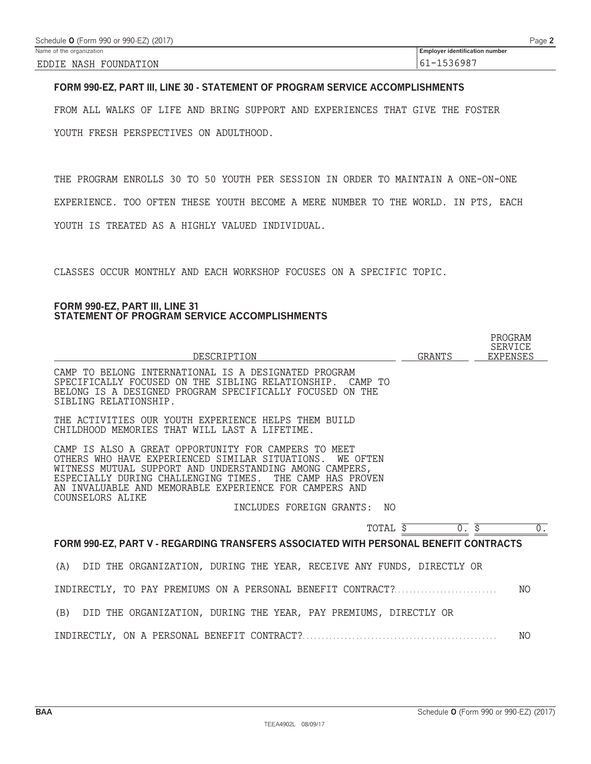Name of the organization: EDDIE NASH FOUNDATION

Employer identification number: 61-1536987

## FORM 990-EZ, PART III, LINE 30 - STATEMENT OF PROGRAM SERVICE ACCOMPLISHMENTS

FROM ALL WALKS OF LIFE AND BRING SUPPORT AND EXPERIENCES THAT GIVE THE FOSTER YOUTH FRESH PERSPECTIVES ON ADULTHOOD.

THE PROGRAM ENROLLS 30 TO 50 YOUTH PER SESSION IN ORDER TO MAINTAIN A ONE-ON-ONE EXPERIENCE. TOO OFTEN THESE YOUTH BECOME A MERE NUMBER TO THE WORLD. IN PTS, EACH YOUTH IS TREATED AS A HIGHLY VALUED INDIVIDUAL.

CLASSES OCCUR MONTHLY AND EACH WORKSHOP FOCUSES ON A SPECIFIC TOPIC.

## FORM 990-EZ, PART III, LINE 31
## STATEMENT OF PROGRAM SERVICE ACCOMPLISHMENTS

| DESCRIPTION | GRANTS | PROGRAM SERVICE EXPENSES |
|---|---|---|
| CAMP TO BELONG INTERNATIONAL IS A DESIGNATED PROGRAM SPECIFICALLY FOCUSED ON THE SIBLING RELATIONSHIP. CAMP TO BELONG IS A DESIGNED PROGRAM SPECIFICALLY FOCUSED ON THE SIBLING RELATIONSHIP.<br><br>THE ACTIVITIES OUR YOUTH EXPERIENCE HELPS THEM BUILD CHILDHOOD MEMORIES THAT WILL LAST A LIFETIME.<br><br>CAMP IS ALSO A GREAT OPPORTUNITY FOR CAMPERS TO MEET OTHERS WHO HAVE EXPERIENCED SIMILAR SITUATIONS. WE OFTEN WITNESS MUTUAL SUPPORT AND UNDERSTANDING AMONG CAMPERS, ESPECIALLY DURING CHALLENGING TIMES. THE CAMP HAS PROVEN AN INVALUABLE AND MEMORABLE EXPERIENCE FOR CAMPERS AND COUNSELORS ALIKE<br><br>INCLUDES FOREIGN GRANTS: NO | | |
| TOTAL | $ 0. | $ 0. |

## FORM 990-EZ, PART V - REGARDING TRANSFERS ASSOCIATED WITH PERSONAL BENEFIT CONTRACTS

(A) DID THE ORGANIZATION, DURING THE YEAR, RECEIVE ANY FUNDS, DIRECTLY OR INDIRECTLY, TO PAY PREMIUMS ON A PERSONAL BENEFIT CONTRACT? .......... NO

(B) DID THE ORGANIZATION, DURING THE YEAR, PAY PREMIUMS, DIRECTLY OR INDIRECTLY, ON A PERSONAL BENEFIT CONTRACT? .......... NO